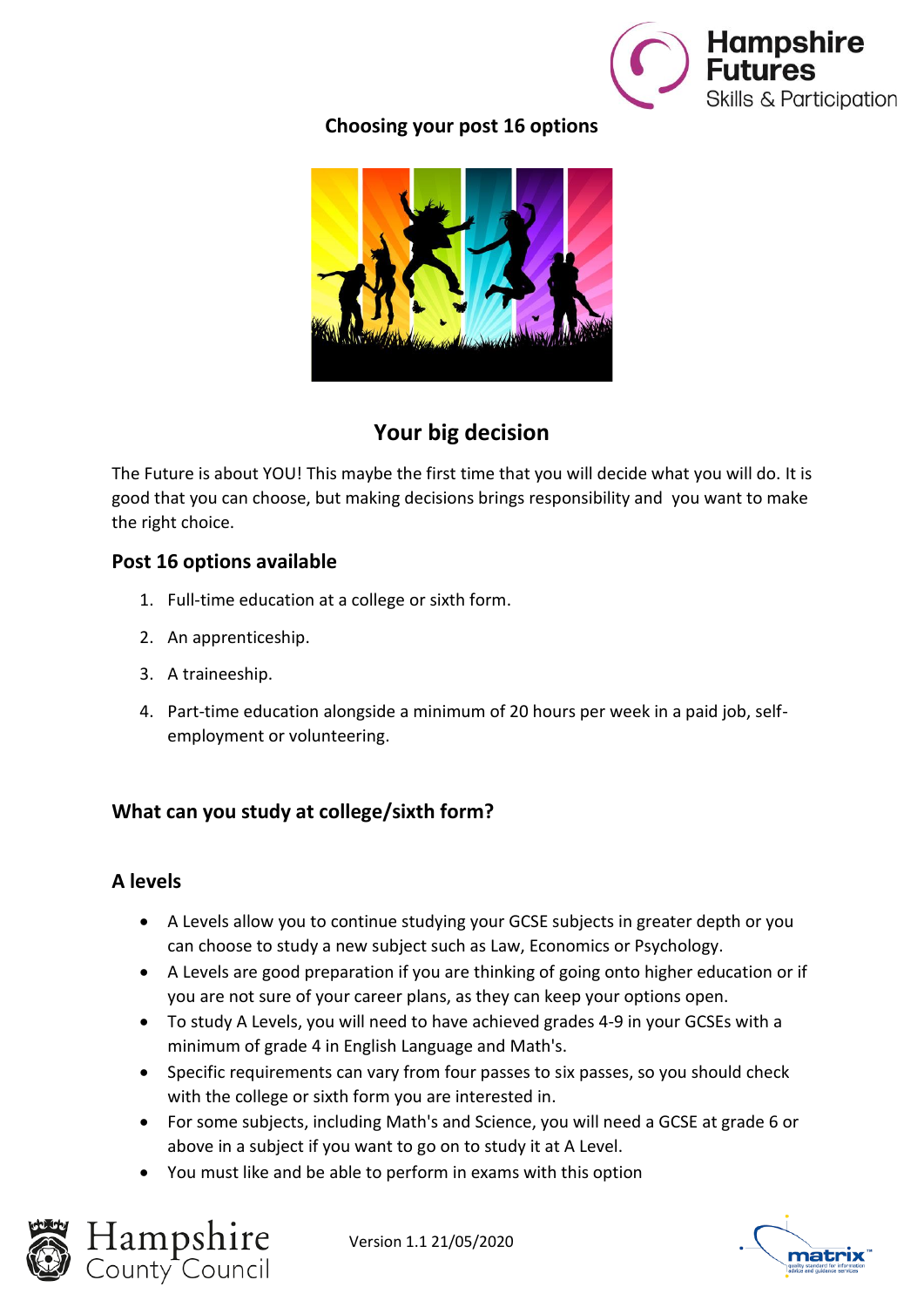## Choosing your post 16 options

## Your big decision

The Future is about YOU! This maybe the first time that you will decide what you will do. It is good that you can choose, but making decisions brings responsibility and you want to make the right choice.

### Post 16 options available

1. Full-time education at a college or sixth form.
2. An apprenticeship.
3. A traineeship.
4. Part-time education alongside a minimum of 20 hours per week in a paid job, self-employment or volunteering.

### What can you study at college/sixth form?

### A levels

- A Levels allow you to continue studying your GCSE subjects in greater depth or you can choose to study a new subject such as Law, Economics or Psychology.
- A Levels are good preparation if you are thinking of going onto higher education or if you are not sure of your career plans, as they can keep your options open.
- To study A Levels, you will need to have achieved grades 4-9 in your GCSEs with a minimum of grade 4 in English Language and Math's.
- Specific requirements can vary from four passes to six passes, so you should check with the college or sixth form you are interested in.
- For some subjects, including Math's and Science, you will need a GCSE at grade 6 or above in a subject if you want to go on to study it at A Level.
- You must like and be able to perform in exams with this option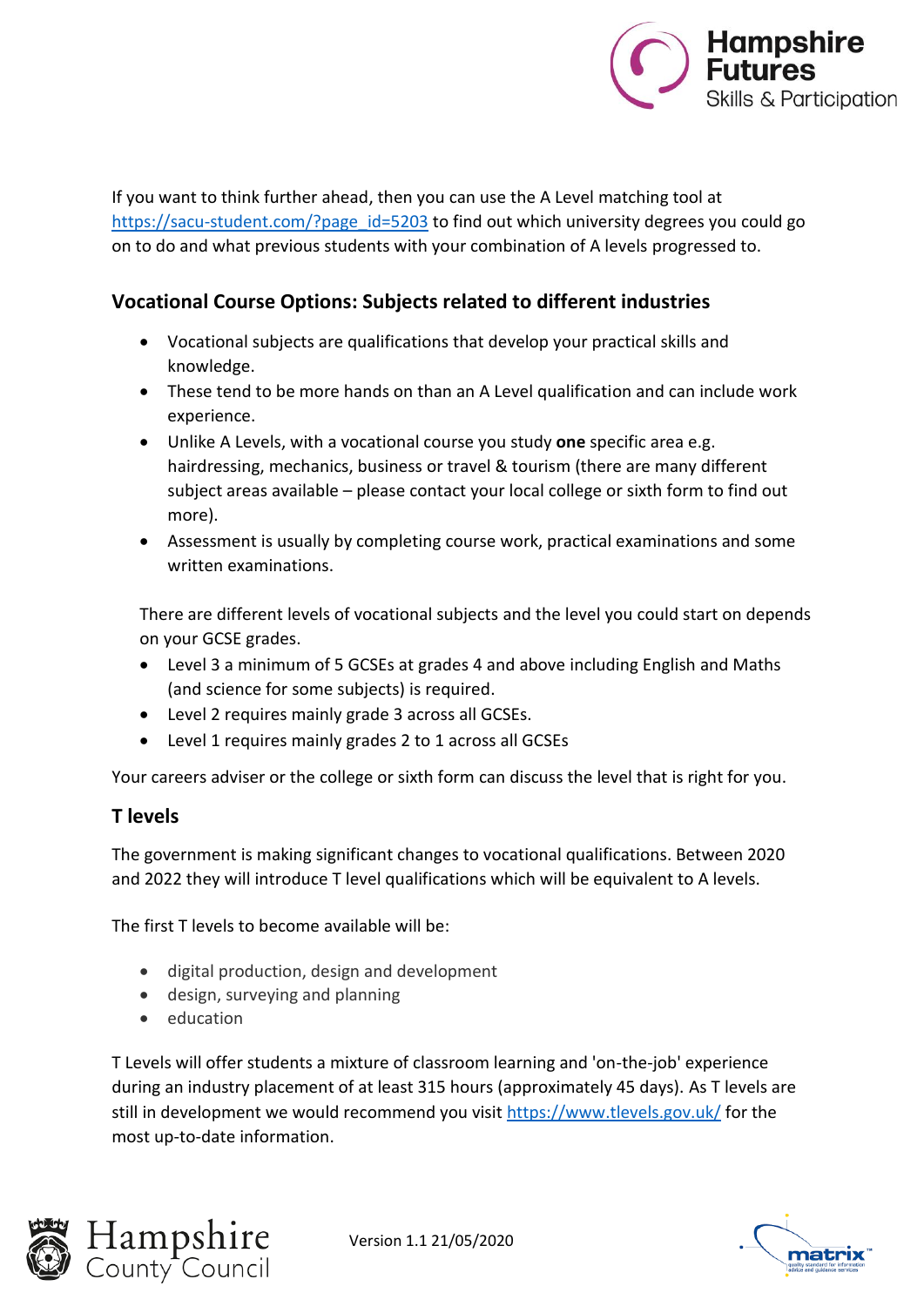If you want to think further ahead, then you can use the A Level matching tool at https://sacu-student.com/?page_id=5203 to find out which university degrees you could go on to do and what previous students with your combination of A levels progressed to.

## Vocational Course Options: Subjects related to different industries

- Vocational subjects are qualifications that develop your practical skills and knowledge.
- These tend to be more hands on than an A Level qualification and can include work experience.
- Unlike A Levels, with a vocational course you study **one** specific area e.g. hairdressing, mechanics, business or travel & tourism (there are many different subject areas available – please contact your local college or sixth form to find out more).
- Assessment is usually by completing course work, practical examinations and some written examinations.

There are different levels of vocational subjects and the level you could start on depends on your GCSE grades.

- Level 3 a minimum of 5 GCSEs at grades 4 and above including English and Maths (and science for some subjects) is required.
- Level 2 requires mainly grade 3 across all GCSEs.
- Level 1 requires mainly grades 2 to 1 across all GCSEs

Your careers adviser or the college or sixth form can discuss the level that is right for you.

## T levels

The government is making significant changes to vocational qualifications. Between 2020 and 2022 they will introduce T level qualifications which will be equivalent to A levels.

The first T levels to become available will be:

- digital production, design and development
- design, surveying and planning
- education

T Levels will offer students a mixture of classroom learning and 'on-the-job' experience during an industry placement of at least 315 hours (approximately 45 days). As T levels are still in development we would recommend you visit https://www.tlevels.gov.uk/ for the most up-to-date information.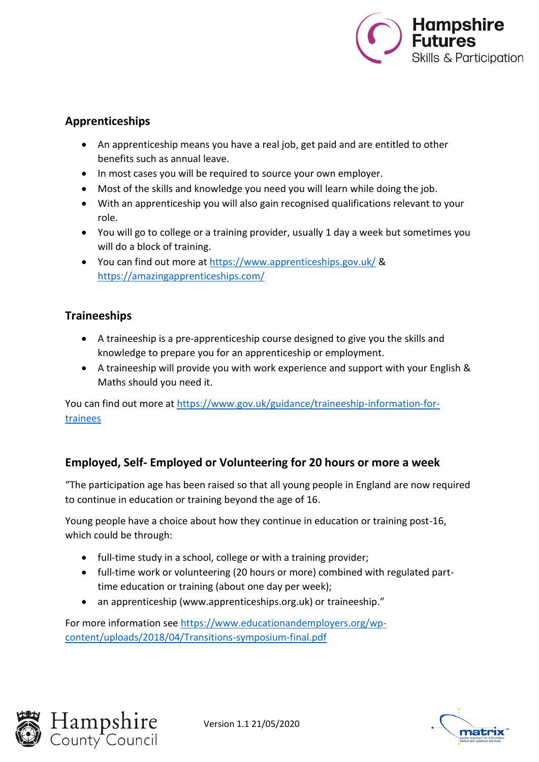## Apprenticeships

- An apprenticeship means you have a real job, get paid and are entitled to other benefits such as annual leave.
- In most cases you will be required to source your own employer.
- Most of the skills and knowledge you need you will learn while doing the job.
- With an apprenticeship you will also gain recognised qualifications relevant to your role.
- You will go to college or a training provider, usually 1 day a week but sometimes you will do a block of training.
- You can find out more at https://www.apprenticeships.gov.uk/ & https://amazingapprenticeships.com/

## Traineeships

- A traineeship is a pre-apprenticeship course designed to give you the skills and knowledge to prepare you for an apprenticeship or employment.
- A traineeship will provide you with work experience and support with your English & Maths should you need it.

You can find out more at https://www.gov.uk/guidance/traineeship-information-for-trainees

## Employed, Self- Employed or Volunteering for 20 hours or more a week

"The participation age has been raised so that all young people in England are now required to continue in education or training beyond the age of 16.

Young people have a choice about how they continue in education or training post-16, which could be through:

- full-time study in a school, college or with a training provider;
- full-time work or volunteering (20 hours or more) combined with regulated part-time education or training (about one day per week);
- an apprenticeship (www.apprenticeships.org.uk) or traineeship."

For more information see https://www.educationandemployers.org/wp-content/uploads/2018/04/Transitions-symposium-final.pdf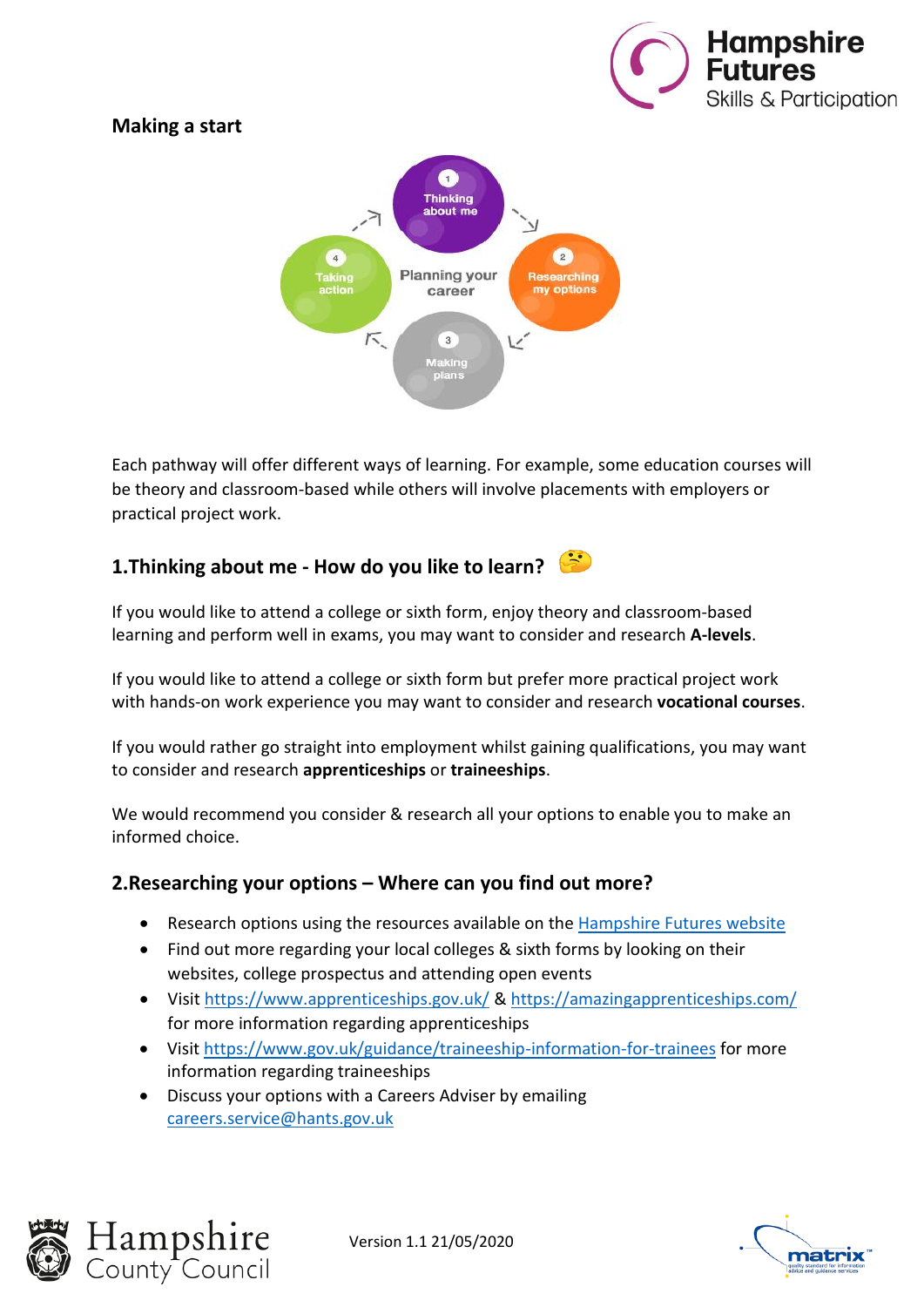## Making a start

Planning your career

1 Thinking about me

2 Researching my options

3 Making plans

4 Taking action

Each pathway will offer different ways of learning. For example, some education courses will be theory and classroom-based while others will involve placements with employers or practical project work.

## 1.Thinking about me - How do you like to learn? 🤔

If you would like to attend a college or sixth form, enjoy theory and classroom-based learning and perform well in exams, you may want to consider and research **A-levels**.

If you would like to attend a college or sixth form but prefer more practical project work with hands-on work experience you may want to consider and research **vocational courses**.

If you would rather go straight into employment whilst gaining qualifications, you may want to consider and research **apprenticeships** or **traineeships**.

We would recommend you consider & research all your options to enable you to make an informed choice.

## 2.Researching your options – Where can you find out more?

- Research options using the resources available on the Hampshire Futures website
- Find out more regarding your local colleges & sixth forms by looking on their websites, college prospectus and attending open events
- Visit https://www.apprenticeships.gov.uk/ & https://amazingapprenticeships.com/ for more information regarding apprenticeships
- Visit https://www.gov.uk/guidance/traineeship-information-for-trainees for more information regarding traineeships
- Discuss your options with a Careers Adviser by emailing careers.service@hants.gov.uk

Version 1.1 21/05/2020